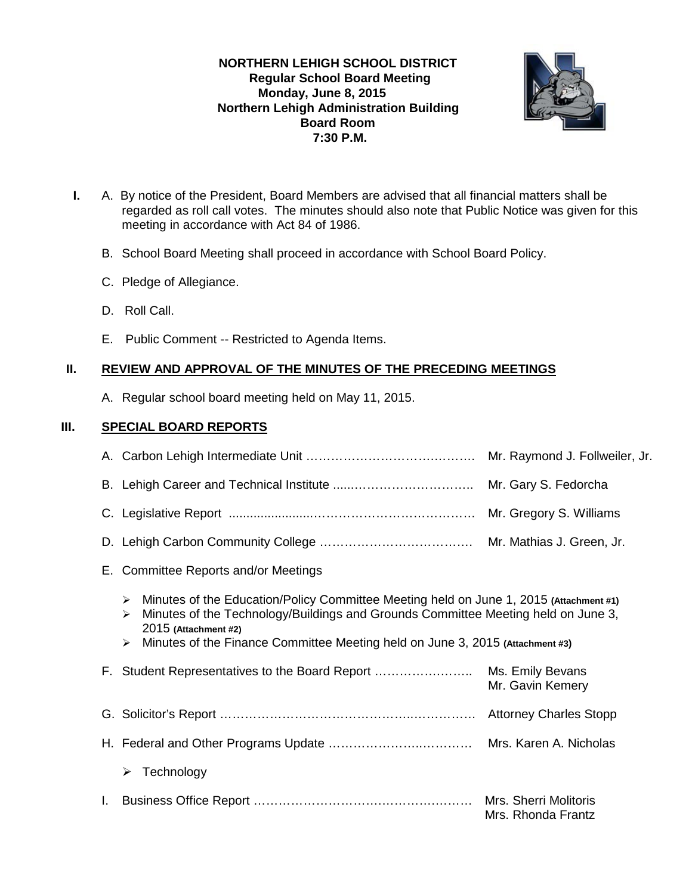**NORTHERN LEHIGH SCHOOL DISTRICT**
**Regular School Board Meeting**
**Monday, June 8, 2015**
**Northern Lehigh Administration Building**
**Board Room**
**7:30 P.M.**

**I.** A. By notice of the President, Board Members are advised that all financial matters shall be regarded as roll call votes. The minutes should also note that Public Notice was given for this meeting in accordance with Act 84 of 1986.

B. School Board Meeting shall proceed in accordance with School Board Policy.

C. Pledge of Allegiance.

D. Roll Call.

E. Public Comment -- Restricted to Agenda Items.

## II. REVIEW AND APPROVAL OF THE MINUTES OF THE PRECEDING MEETINGS

A. Regular school board meeting held on May 11, 2015.

## III. SPECIAL BOARD REPORTS

A. Carbon Lehigh Intermediate Unit …………………………………… Mr. Raymond J. Follweiler, Jr.

B. Lehigh Career and Technical Institute ……………………………… Mr. Gary S. Fedorcha

C. Legislative Report ……………………………………………………… Mr. Gregory S. Williams

D. Lehigh Carbon Community College ………………………………… Mr. Mathias J. Green, Jr.

E. Committee Reports and/or Meetings

- Minutes of the Education/Policy Committee Meeting held on June 1, 2015 **(Attachment #1)**
- Minutes of the Technology/Buildings and Grounds Committee Meeting held on June 3, 2015 **(Attachment #2)**
- Minutes of the Finance Committee Meeting held on June 3, 2015 **(Attachment #3)**

F. Student Representatives to the Board Report …………………… Ms. Emily Bevans
Mr. Gavin Kemery

G. Solicitor's Report ……………………………………………………… Attorney Charles Stopp

H. Federal and Other Programs Update ……………………………… Mrs. Karen A. Nicholas

- Technology

I. Business Office Report ………………………………………………… Mrs. Sherri Molitoris
Mrs. Rhonda Frantz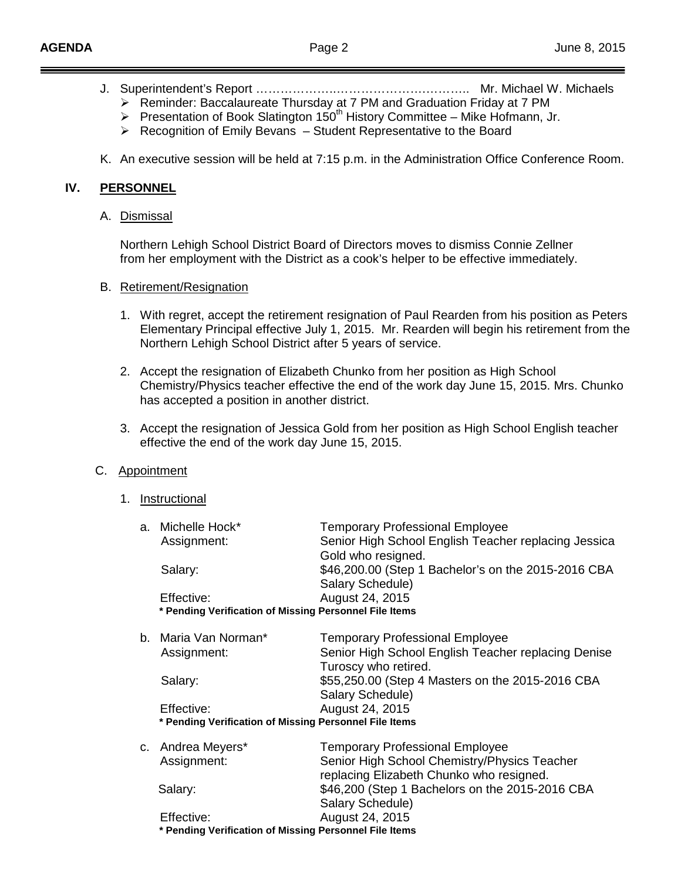J. Superintendent's Report …………………………………………….. Mr. Michael W. Michaels

- Reminder: Baccalaureate Thursday at 7 PM and Graduation Friday at 7 PM
- Presentation of Book Slatington 150th History Committee – Mike Hofmann, Jr.
- Recognition of Emily Bevans – Student Representative to the Board

K. An executive session will be held at 7:15 p.m. in the Administration Office Conference Room.

## IV. PERSONNEL

A. Dismissal

Northern Lehigh School District Board of Directors moves to dismiss Connie Zellner from her employment with the District as a cook's helper to be effective immediately.

B. Retirement/Resignation

1. With regret, accept the retirement resignation of Paul Rearden from his position as Peters Elementary Principal effective July 1, 2015. Mr. Rearden will begin his retirement from the Northern Lehigh School District after 5 years of service.
2. Accept the resignation of Elizabeth Chunko from her position as High School Chemistry/Physics teacher effective the end of the work day June 15, 2015. Mrs. Chunko has accepted a position in another district.
3. Accept the resignation of Jessica Gold from her position as High School English teacher effective the end of the work day June 15, 2015.

C. Appointment

1. Instructional

a. Michelle Hock* — Temporary Professional Employee

Assignment: Senior High School English Teacher replacing Jessica Gold who resigned.

Salary: $46,200.00 (Step 1 Bachelor's on the 2015-2016 CBA Salary Schedule)

Effective: August 24, 2015

**\* Pending Verification of Missing Personnel File Items**

b. Maria Van Norman* — Temporary Professional Employee

Assignment: Senior High School English Teacher replacing Denise Turoscy who retired.

Salary: $55,250.00 (Step 4 Masters on the 2015-2016 CBA Salary Schedule)

Effective: August 24, 2015

**\* Pending Verification of Missing Personnel File Items**

c. Andrea Meyers* — Temporary Professional Employee

Assignment: Senior High School Chemistry/Physics Teacher replacing Elizabeth Chunko who resigned.

Salary: $46,200 (Step 1 Bachelors on the 2015-2016 CBA Salary Schedule)

Effective: August 24, 2015

**\* Pending Verification of Missing Personnel File Items**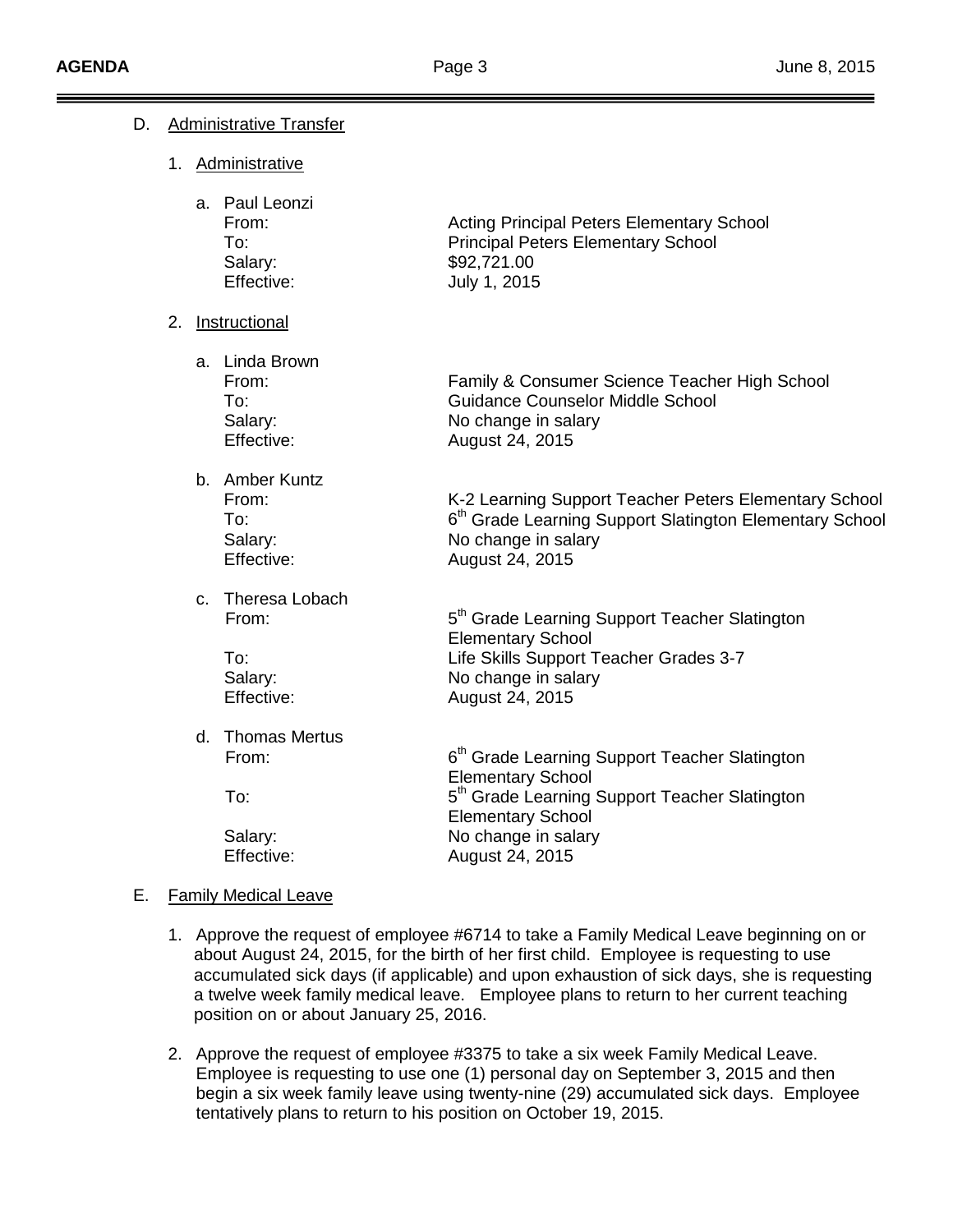D. Administrative Transfer

1. Administrative

   a. Paul Leonzi
      From: Acting Principal Peters Elementary School
      To: Principal Peters Elementary School
      Salary: $92,721.00
      Effective: July 1, 2015

2. Instructional

   a. Linda Brown
      From: Family & Consumer Science Teacher High School
      To: Guidance Counselor Middle School
      Salary: No change in salary
      Effective: August 24, 2015

   b. Amber Kuntz
      From: K-2 Learning Support Teacher Peters Elementary School
      To: 6th Grade Learning Support Slatington Elementary School
      Salary: No change in salary
      Effective: August 24, 2015

   c. Theresa Lobach
      From: 5th Grade Learning Support Teacher Slatington Elementary School
      To: Life Skills Support Teacher Grades 3-7
      Salary: No change in salary
      Effective: August 24, 2015

   d. Thomas Mertus
      From: 6th Grade Learning Support Teacher Slatington Elementary School
      To: 5th Grade Learning Support Teacher Slatington Elementary School
      Salary: No change in salary
      Effective: August 24, 2015

E. Family Medical Leave

1. Approve the request of employee #6714 to take a Family Medical Leave beginning on or about August 24, 2015, for the birth of her first child. Employee is requesting to use accumulated sick days (if applicable) and upon exhaustion of sick days, she is requesting a twelve week family medical leave. Employee plans to return to her current teaching position on or about January 25, 2016.

2. Approve the request of employee #3375 to take a six week Family Medical Leave. Employee is requesting to use one (1) personal day on September 3, 2015 and then begin a six week family leave using twenty-nine (29) accumulated sick days. Employee tentatively plans to return to his position on October 19, 2015.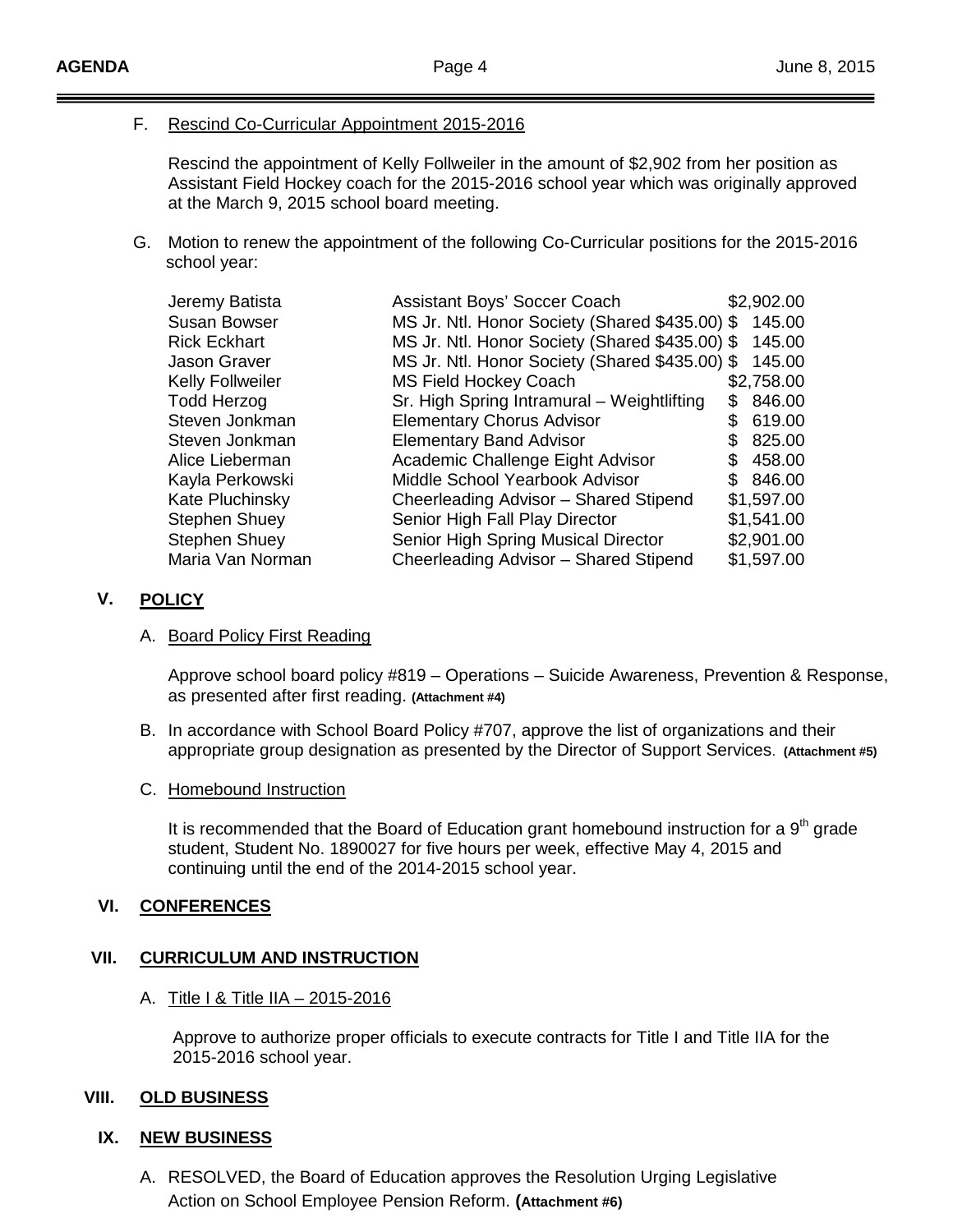F. Rescind Co-Curricular Appointment 2015-2016

Rescind the appointment of Kelly Follweiler in the amount of $2,902 from her position as Assistant Field Hockey coach for the 2015-2016 school year which was originally approved at the March 9, 2015 school board meeting.

G. Motion to renew the appointment of the following Co-Curricular positions for the 2015-2016 school year:

| | | |
|---|---|---|
| Jeremy Batista | Assistant Boys' Soccer Coach | $2,902.00 |
| Susan Bowser | MS Jr. Ntl. Honor Society (Shared $435.00) | $ 145.00 |
| Rick Eckhart | MS Jr. Ntl. Honor Society (Shared $435.00) | $ 145.00 |
| Jason Graver | MS Jr. Ntl. Honor Society (Shared $435.00) | $ 145.00 |
| Kelly Follweiler | MS Field Hockey Coach | $2,758.00 |
| Todd Herzog | Sr. High Spring Intramural – Weightlifting | $ 846.00 |
| Steven Jonkman | Elementary Chorus Advisor | $ 619.00 |
| Steven Jonkman | Elementary Band Advisor | $ 825.00 |
| Alice Lieberman | Academic Challenge Eight Advisor | $ 458.00 |
| Kayla Perkowski | Middle School Yearbook Advisor | $ 846.00 |
| Kate Pluchinsky | Cheerleading Advisor – Shared Stipend | $1,597.00 |
| Stephen Shuey | Senior High Fall Play Director | $1,541.00 |
| Stephen Shuey | Senior High Spring Musical Director | $2,901.00 |
| Maria Van Norman | Cheerleading Advisor – Shared Stipend | $1,597.00 |

## V. POLICY

A. Board Policy First Reading

Approve school board policy #819 – Operations – Suicide Awareness, Prevention & Response, as presented after first reading. **(Attachment #4)**

B. In accordance with School Board Policy #707, approve the list of organizations and their appropriate group designation as presented by the Director of Support Services. **(Attachment #5)**

C. Homebound Instruction

It is recommended that the Board of Education grant homebound instruction for a 9th grade student, Student No. 1890027 for five hours per week, effective May 4, 2015 and continuing until the end of the 2014-2015 school year.

## VI. CONFERENCES

## VII. CURRICULUM AND INSTRUCTION

A. Title I & Title IIA – 2015-2016

Approve to authorize proper officials to execute contracts for Title I and Title IIA for the 2015-2016 school year.

## VIII. OLD BUSINESS

## IX. NEW BUSINESS

A. RESOLVED, the Board of Education approves the Resolution Urging Legislative Action on School Employee Pension Reform. **(Attachment #6)**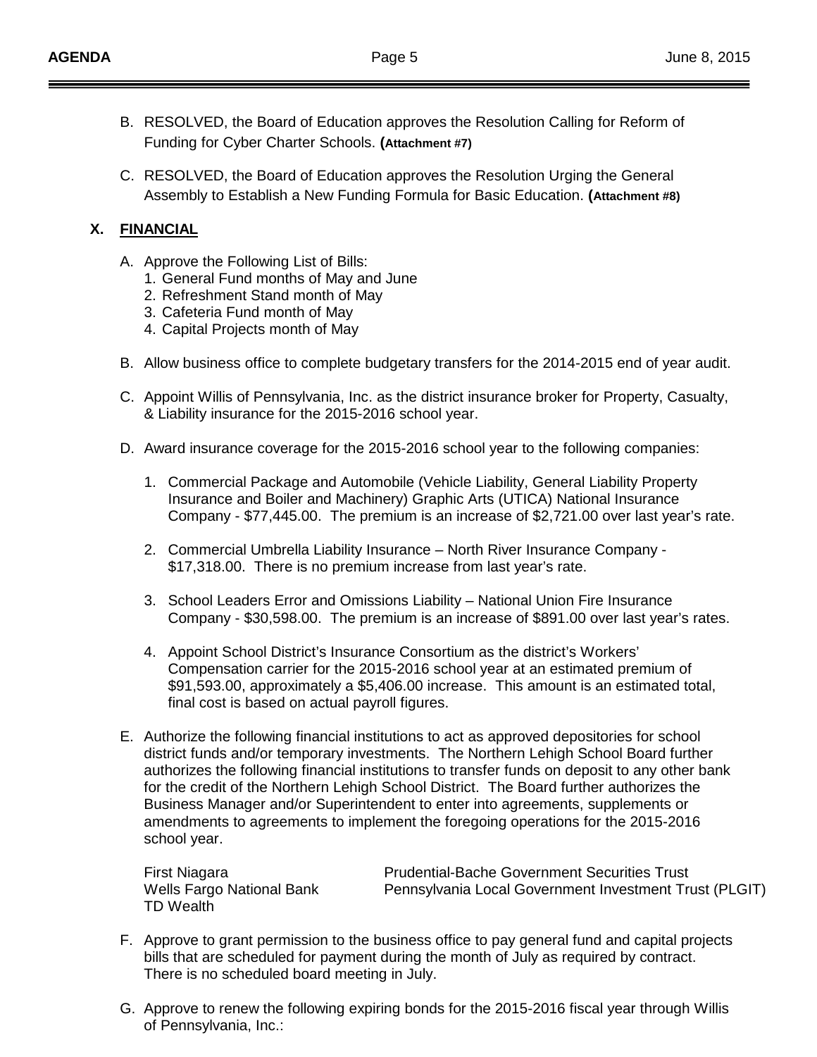B. RESOLVED, the Board of Education approves the Resolution Calling for Reform of Funding for Cyber Charter Schools. **(Attachment #7)**

C. RESOLVED, the Board of Education approves the Resolution Urging the General Assembly to Establish a New Funding Formula for Basic Education. **(Attachment #8)**

## X. FINANCIAL

A. Approve the Following List of Bills:
   1. General Fund months of May and June
   2. Refreshment Stand month of May
   3. Cafeteria Fund month of May
   4. Capital Projects month of May

B. Allow business office to complete budgetary transfers for the 2014-2015 end of year audit.

C. Appoint Willis of Pennsylvania, Inc. as the district insurance broker for Property, Casualty, & Liability insurance for the 2015-2016 school year.

D. Award insurance coverage for the 2015-2016 school year to the following companies:

   1. Commercial Package and Automobile (Vehicle Liability, General Liability Property Insurance and Boiler and Machinery) Graphic Arts (UTICA) National Insurance Company - $77,445.00. The premium is an increase of $2,721.00 over last year's rate.

   2. Commercial Umbrella Liability Insurance – North River Insurance Company - $17,318.00. There is no premium increase from last year's rate.

   3. School Leaders Error and Omissions Liability – National Union Fire Insurance Company - $30,598.00. The premium is an increase of $891.00 over last year's rates.

   4. Appoint School District's Insurance Consortium as the district's Workers' Compensation carrier for the 2015-2016 school year at an estimated premium of $91,593.00, approximately a $5,406.00 increase. This amount is an estimated total, final cost is based on actual payroll figures.

E. Authorize the following financial institutions to act as approved depositories for school district funds and/or temporary investments. The Northern Lehigh School Board further authorizes the following financial institutions to transfer funds on deposit to any other bank for the credit of the Northern Lehigh School District. The Board further authorizes the Business Manager and/or Superintendent to enter into agreements, supplements or amendments to agreements to implement the foregoing operations for the 2015-2016 school year.

   First Niagara
   Wells Fargo National Bank
   TD Wealth
   Prudential-Bache Government Securities Trust
   Pennsylvania Local Government Investment Trust (PLGIT)

F. Approve to grant permission to the business office to pay general fund and capital projects bills that are scheduled for payment during the month of July as required by contract. There is no scheduled board meeting in July.

G. Approve to renew the following expiring bonds for the 2015-2016 fiscal year through Willis of Pennsylvania, Inc.: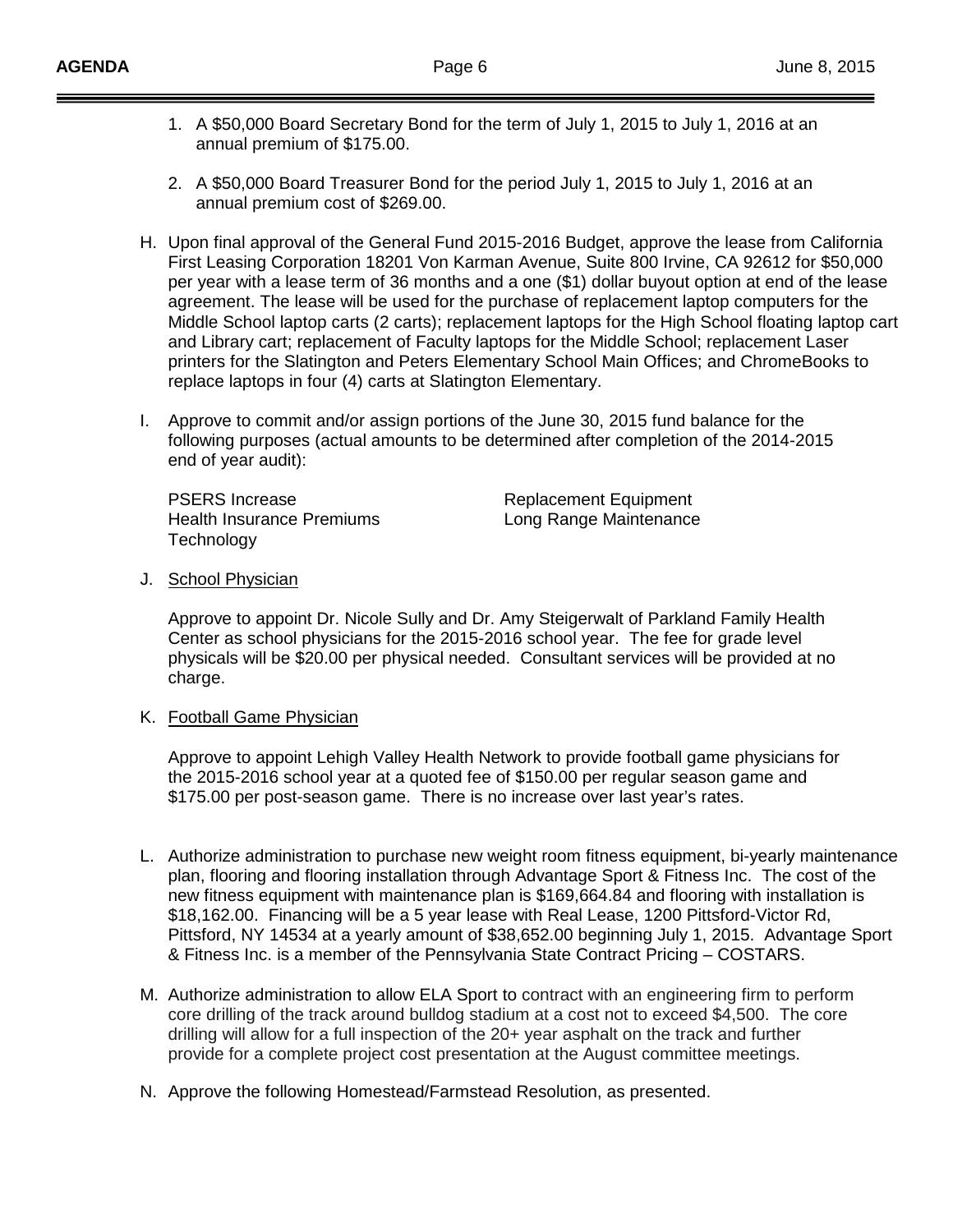1. A $50,000 Board Secretary Bond for the term of July 1, 2015 to July 1, 2016 at an annual premium of $175.00.

2. A $50,000 Board Treasurer Bond for the period July 1, 2015 to July 1, 2016 at an annual premium cost of $269.00.

H. Upon final approval of the General Fund 2015-2016 Budget, approve the lease from California First Leasing Corporation 18201 Von Karman Avenue, Suite 800 Irvine, CA 92612 for $50,000 per year with a lease term of 36 months and a one ($1) dollar buyout option at end of the lease agreement. The lease will be used for the purchase of replacement laptop computers for the Middle School laptop carts (2 carts); replacement laptops for the High School floating laptop cart and Library cart; replacement of Faculty laptops for the Middle School; replacement Laser printers for the Slatington and Peters Elementary School Main Offices; and ChromeBooks to replace laptops in four (4) carts at Slatington Elementary.

I. Approve to commit and/or assign portions of the June 30, 2015 fund balance for the following purposes (actual amounts to be determined after completion of the 2014-2015 end of year audit):

| | |
|---|---|
| PSERS Increase | Replacement Equipment |
| Health Insurance Premiums | Long Range Maintenance |
| Technology | |

J. School Physician

Approve to appoint Dr. Nicole Sully and Dr. Amy Steigerwalt of Parkland Family Health Center as school physicians for the 2015-2016 school year. The fee for grade level physicals will be $20.00 per physical needed. Consultant services will be provided at no charge.

K. Football Game Physician

Approve to appoint Lehigh Valley Health Network to provide football game physicians for the 2015-2016 school year at a quoted fee of $150.00 per regular season game and $175.00 per post-season game. There is no increase over last year's rates.

L. Authorize administration to purchase new weight room fitness equipment, bi-yearly maintenance plan, flooring and flooring installation through Advantage Sport & Fitness Inc. The cost of the new fitness equipment with maintenance plan is $169,664.84 and flooring with installation is $18,162.00. Financing will be a 5 year lease with Real Lease, 1200 Pittsford-Victor Rd, Pittsford, NY 14534 at a yearly amount of $38,652.00 beginning July 1, 2015. Advantage Sport & Fitness Inc. is a member of the Pennsylvania State Contract Pricing – COSTARS.

M. Authorize administration to allow ELA Sport to contract with an engineering firm to perform core drilling of the track around bulldog stadium at a cost not to exceed $4,500. The core drilling will allow for a full inspection of the 20+ year asphalt on the track and further provide for a complete project cost presentation at the August committee meetings.

N. Approve the following Homestead/Farmstead Resolution, as presented.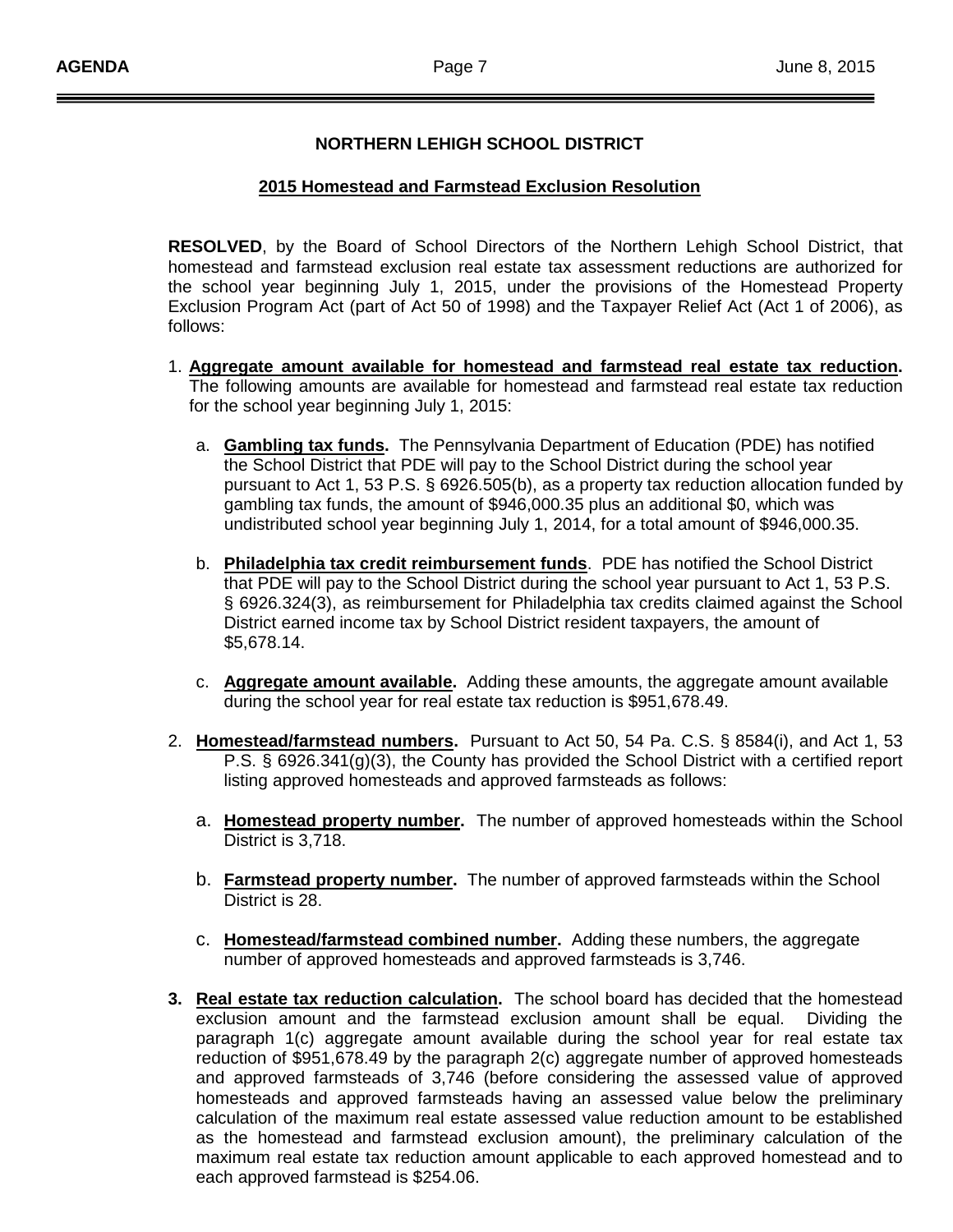## NORTHERN LEHIGH SCHOOL DISTRICT

### 2015 Homestead and Farmstead Exclusion Resolution

**RESOLVED**, by the Board of School Directors of the Northern Lehigh School District, that homestead and farmstead exclusion real estate tax assessment reductions are authorized for the school year beginning July 1, 2015, under the provisions of the Homestead Property Exclusion Program Act (part of Act 50 of 1998) and the Taxpayer Relief Act (Act 1 of 2006), as follows:

1. **Aggregate amount available for homestead and farmstead real estate tax reduction.** The following amounts are available for homestead and farmstead real estate tax reduction for the school year beginning July 1, 2015:

   a. **Gambling tax funds.** The Pennsylvania Department of Education (PDE) has notified the School District that PDE will pay to the School District during the school year pursuant to Act 1, 53 P.S. § 6926.505(b), as a property tax reduction allocation funded by gambling tax funds, the amount of $946,000.35 plus an additional $0, which was undistributed school year beginning July 1, 2014, for a total amount of $946,000.35.

   b. **Philadelphia tax credit reimbursement funds**. PDE has notified the School District that PDE will pay to the School District during the school year pursuant to Act 1, 53 P.S. § 6926.324(3), as reimbursement for Philadelphia tax credits claimed against the School District earned income tax by School District resident taxpayers, the amount of $5,678.14.

   c. **Aggregate amount available.** Adding these amounts, the aggregate amount available during the school year for real estate tax reduction is $951,678.49.

2. **Homestead/farmstead numbers.** Pursuant to Act 50, 54 Pa. C.S. § 8584(i), and Act 1, 53 P.S. § 6926.341(g)(3), the County has provided the School District with a certified report listing approved homesteads and approved farmsteads as follows:

   a. **Homestead property number.** The number of approved homesteads within the School District is 3,718.

   b. **Farmstead property number.** The number of approved farmsteads within the School District is 28.

   c. **Homestead/farmstead combined number.** Adding these numbers, the aggregate number of approved homesteads and approved farmsteads is 3,746.

3. **Real estate tax reduction calculation.** The school board has decided that the homestead exclusion amount and the farmstead exclusion amount shall be equal. Dividing the paragraph 1(c) aggregate amount available during the school year for real estate tax reduction of $951,678.49 by the paragraph 2(c) aggregate number of approved homesteads and approved farmsteads of 3,746 (before considering the assessed value of approved homesteads and approved farmsteads having an assessed value below the preliminary calculation of the maximum real estate assessed value reduction amount to be established as the homestead and farmstead exclusion amount), the preliminary calculation of the maximum real estate tax reduction amount applicable to each approved homestead and to each approved farmstead is $254.06.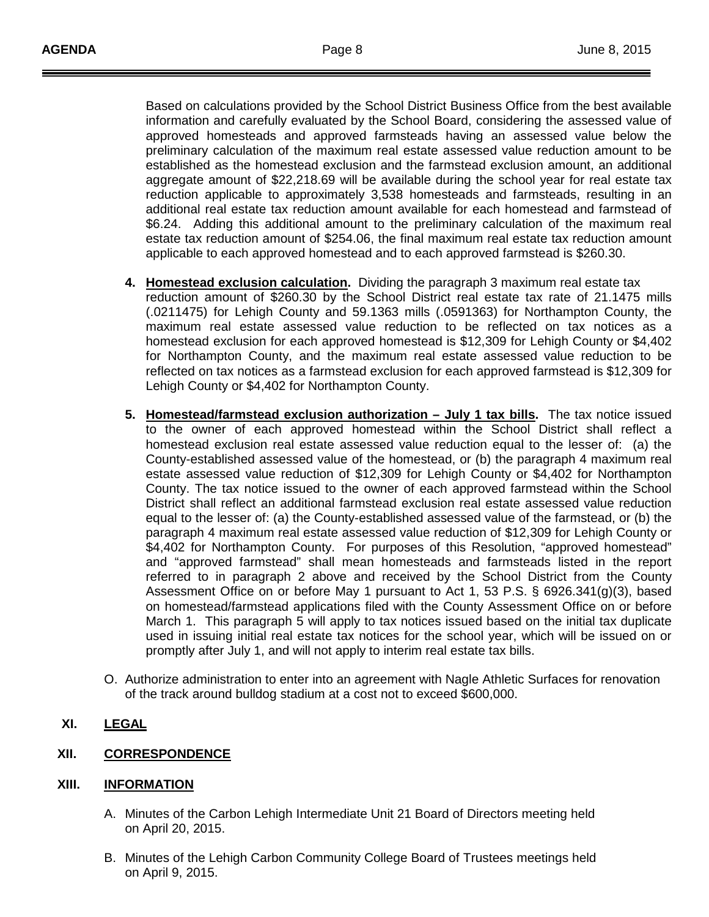Based on calculations provided by the School District Business Office from the best available information and carefully evaluated by the School Board, considering the assessed value of approved homesteads and approved farmsteads having an assessed value below the preliminary calculation of the maximum real estate assessed value reduction amount to be established as the homestead exclusion and the farmstead exclusion amount, an additional aggregate amount of $22,218.69 will be available during the school year for real estate tax reduction applicable to approximately 3,538 homesteads and farmsteads, resulting in an additional real estate tax reduction amount available for each homestead and farmstead of $6.24. Adding this additional amount to the preliminary calculation of the maximum real estate tax reduction amount of $254.06, the final maximum real estate tax reduction amount applicable to each approved homestead and to each approved farmstead is $260.30.

4. **Homestead exclusion calculation.** Dividing the paragraph 3 maximum real estate tax reduction amount of $260.30 by the School District real estate tax rate of 21.1475 mills (.0211475) for Lehigh County and 59.1363 mills (.0591363) for Northampton County, the maximum real estate assessed value reduction to be reflected on tax notices as a homestead exclusion for each approved homestead is $12,309 for Lehigh County or $4,402 for Northampton County, and the maximum real estate assessed value reduction to be reflected on tax notices as a farmstead exclusion for each approved farmstead is $12,309 for Lehigh County or $4,402 for Northampton County.

5. **Homestead/farmstead exclusion authorization – July 1 tax bills.** The tax notice issued to the owner of each approved homestead within the School District shall reflect a homestead exclusion real estate assessed value reduction equal to the lesser of: (a) the County-established assessed value of the homestead, or (b) the paragraph 4 maximum real estate assessed value reduction of $12,309 for Lehigh County or $4,402 for Northampton County. The tax notice issued to the owner of each approved farmstead within the School District shall reflect an additional farmstead exclusion real estate assessed value reduction equal to the lesser of: (a) the County-established assessed value of the farmstead, or (b) the paragraph 4 maximum real estate assessed value reduction of $12,309 for Lehigh County or $4,402 for Northampton County. For purposes of this Resolution, "approved homestead" and "approved farmstead" shall mean homesteads and farmsteads listed in the report referred to in paragraph 2 above and received by the School District from the County Assessment Office on or before May 1 pursuant to Act 1, 53 P.S. § 6926.341(g)(3), based on homestead/farmstead applications filed with the County Assessment Office on or before March 1. This paragraph 5 will apply to tax notices issued based on the initial tax duplicate used in issuing initial real estate tax notices for the school year, which will be issued on or promptly after July 1, and will not apply to interim real estate tax bills.

O. Authorize administration to enter into an agreement with Nagle Athletic Surfaces for renovation of the track around bulldog stadium at a cost not to exceed $600,000.

## XI. LEGAL

## XII. CORRESPONDENCE

## XIII. INFORMATION

A. Minutes of the Carbon Lehigh Intermediate Unit 21 Board of Directors meeting held on April 20, 2015.

B. Minutes of the Lehigh Carbon Community College Board of Trustees meetings held on April 9, 2015.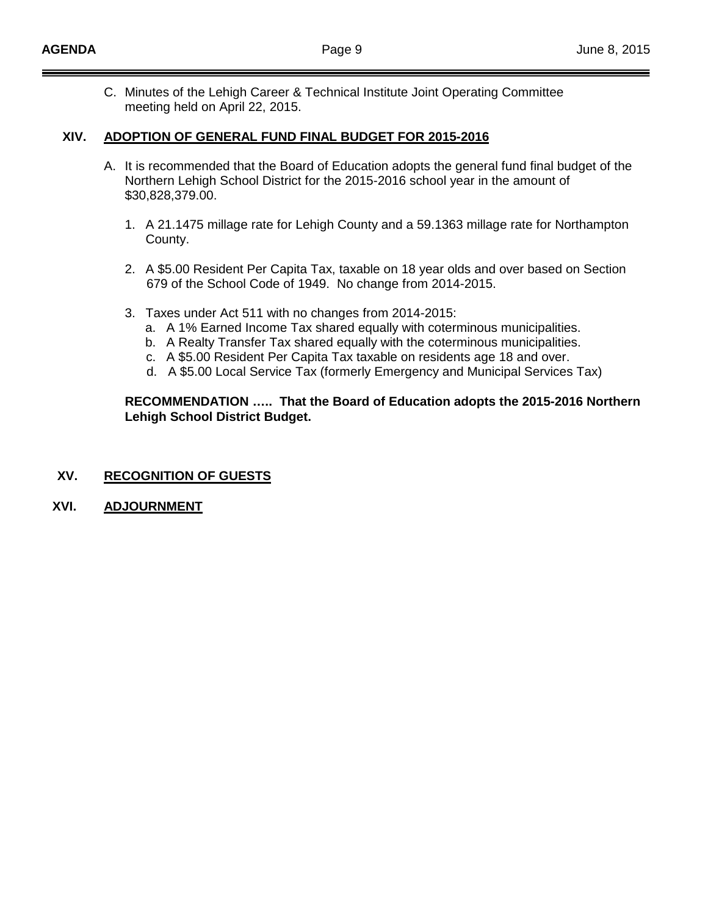C. Minutes of the Lehigh Career & Technical Institute Joint Operating Committee meeting held on April 22, 2015.

## XIV. ADOPTION OF GENERAL FUND FINAL BUDGET FOR 2015-2016

A. It is recommended that the Board of Education adopts the general fund final budget of the Northern Lehigh School District for the 2015-2016 school year in the amount of $30,828,379.00.

1. A 21.1475 millage rate for Lehigh County and a 59.1363 millage rate for Northampton County.

2. A $5.00 Resident Per Capita Tax, taxable on 18 year olds and over based on Section 679 of the School Code of 1949. No change from 2014-2015.

3. Taxes under Act 511 with no changes from 2014-2015:
   a. A 1% Earned Income Tax shared equally with coterminous municipalities.
   b. A Realty Transfer Tax shared equally with the coterminous municipalities.
   c. A $5.00 Resident Per Capita Tax taxable on residents age 18 and over.
   d. A $5.00 Local Service Tax (formerly Emergency and Municipal Services Tax)

**RECOMMENDATION ….. That the Board of Education adopts the 2015-2016 Northern Lehigh School District Budget.**

## XV. RECOGNITION OF GUESTS

## XVI. ADJOURNMENT